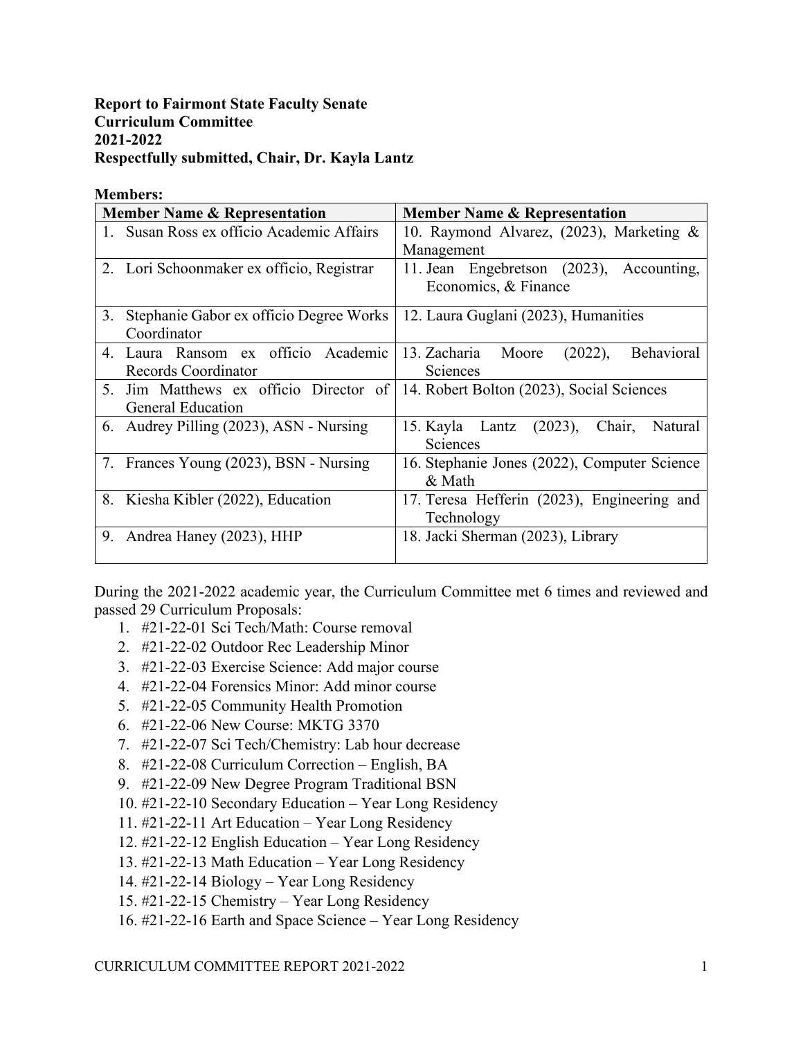**Report to Fairmont State Faculty Senate**
**Curriculum Committee**
**2021-2022**
**Respectfully submitted, Chair, Dr. Kayla Lantz**

**Members:**

| Member Name & Representation | Member Name & Representation |
|---|---|
| 1. Susan Ross ex officio Academic Affairs | 10. Raymond Alvarez, (2023), Marketing & Management |
| 2. Lori Schoonmaker ex officio, Registrar | 11. Jean Engebretson (2023), Accounting, Economics, & Finance |
| 3. Stephanie Gabor ex officio Degree Works Coordinator | 12. Laura Guglani (2023), Humanities |
| 4. Laura Ransom ex officio Academic Records Coordinator | 13. Zacharia Moore (2022), Behavioral Sciences |
| 5. Jim Matthews ex officio Director of General Education | 14. Robert Bolton (2023), Social Sciences |
| 6. Audrey Pilling (2023), ASN - Nursing | 15. Kayla Lantz (2023), Chair, Natural Sciences |
| 7. Frances Young (2023), BSN - Nursing | 16. Stephanie Jones (2022), Computer Science & Math |
| 8. Kiesha Kibler (2022), Education | 17. Teresa Hefferin (2023), Engineering and Technology |
| 9. Andrea Haney (2023), HHP | 18. Jacki Sherman (2023), Library |

During the 2021-2022 academic year, the Curriculum Committee met 6 times and reviewed and passed 29 Curriculum Proposals:

1. #21-22-01 Sci Tech/Math: Course removal
2. #21-22-02 Outdoor Rec Leadership Minor
3. #21-22-03 Exercise Science: Add major course
4. #21-22-04 Forensics Minor: Add minor course
5. #21-22-05 Community Health Promotion
6. #21-22-06 New Course: MKTG 3370
7. #21-22-07 Sci Tech/Chemistry: Lab hour decrease
8. #21-22-08 Curriculum Correction – English, BA
9. #21-22-09 New Degree Program Traditional BSN
10. #21-22-10 Secondary Education – Year Long Residency
11. #21-22-11 Art Education – Year Long Residency
12. #21-22-12 English Education – Year Long Residency
13. #21-22-13 Math Education – Year Long Residency
14. #21-22-14 Biology – Year Long Residency
15. #21-22-15 Chemistry – Year Long Residency
16. #21-22-16 Earth and Space Science – Year Long Residency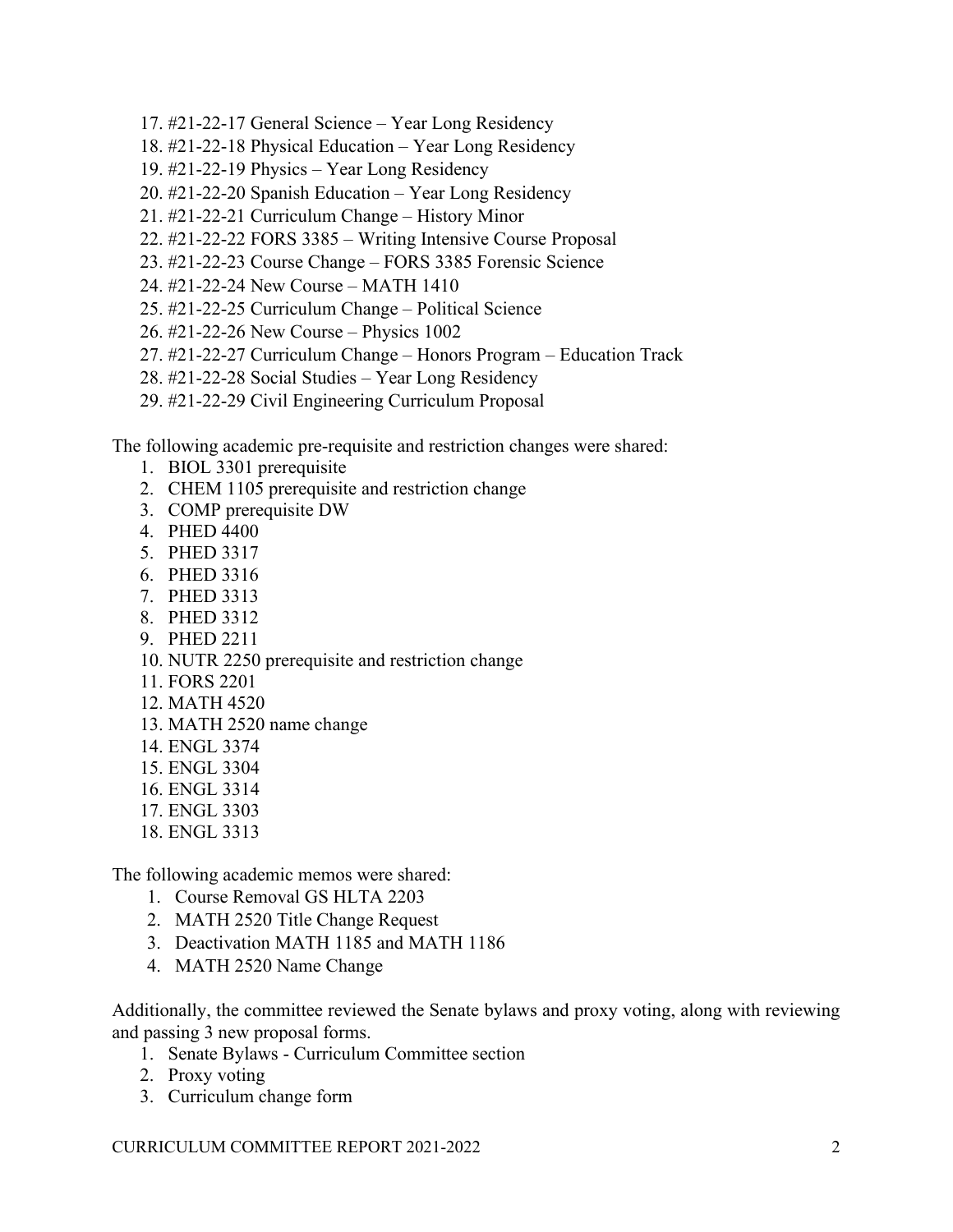17. #21-22-17 General Science – Year Long Residency
18. #21-22-18 Physical Education – Year Long Residency
19. #21-22-19 Physics – Year Long Residency
20. #21-22-20 Spanish Education – Year Long Residency
21. #21-22-21 Curriculum Change – History Minor
22. #21-22-22 FORS 3385 – Writing Intensive Course Proposal
23. #21-22-23 Course Change – FORS 3385 Forensic Science
24. #21-22-24 New Course – MATH 1410
25. #21-22-25 Curriculum Change – Political Science
26. #21-22-26 New Course – Physics 1002
27. #21-22-27 Curriculum Change – Honors Program – Education Track
28. #21-22-28 Social Studies – Year Long Residency
29. #21-22-29 Civil Engineering Curriculum Proposal

The following academic pre-requisite and restriction changes were shared:

1. BIOL 3301 prerequisite
2. CHEM 1105 prerequisite and restriction change
3. COMP prerequisite DW
4. PHED 4400
5. PHED 3317
6. PHED 3316
7. PHED 3313
8. PHED 3312
9. PHED 2211
10. NUTR 2250 prerequisite and restriction change
11. FORS 2201
12. MATH 4520
13. MATH 2520 name change
14. ENGL 3374
15. ENGL 3304
16. ENGL 3314
17. ENGL 3303
18. ENGL 3313

The following academic memos were shared:

1. Course Removal GS HLTA 2203
2. MATH 2520 Title Change Request
3. Deactivation MATH 1185 and MATH 1186
4. MATH 2520 Name Change

Additionally, the committee reviewed the Senate bylaws and proxy voting, along with reviewing and passing 3 new proposal forms.

1. Senate Bylaws - Curriculum Committee section
2. Proxy voting
3. Curriculum change form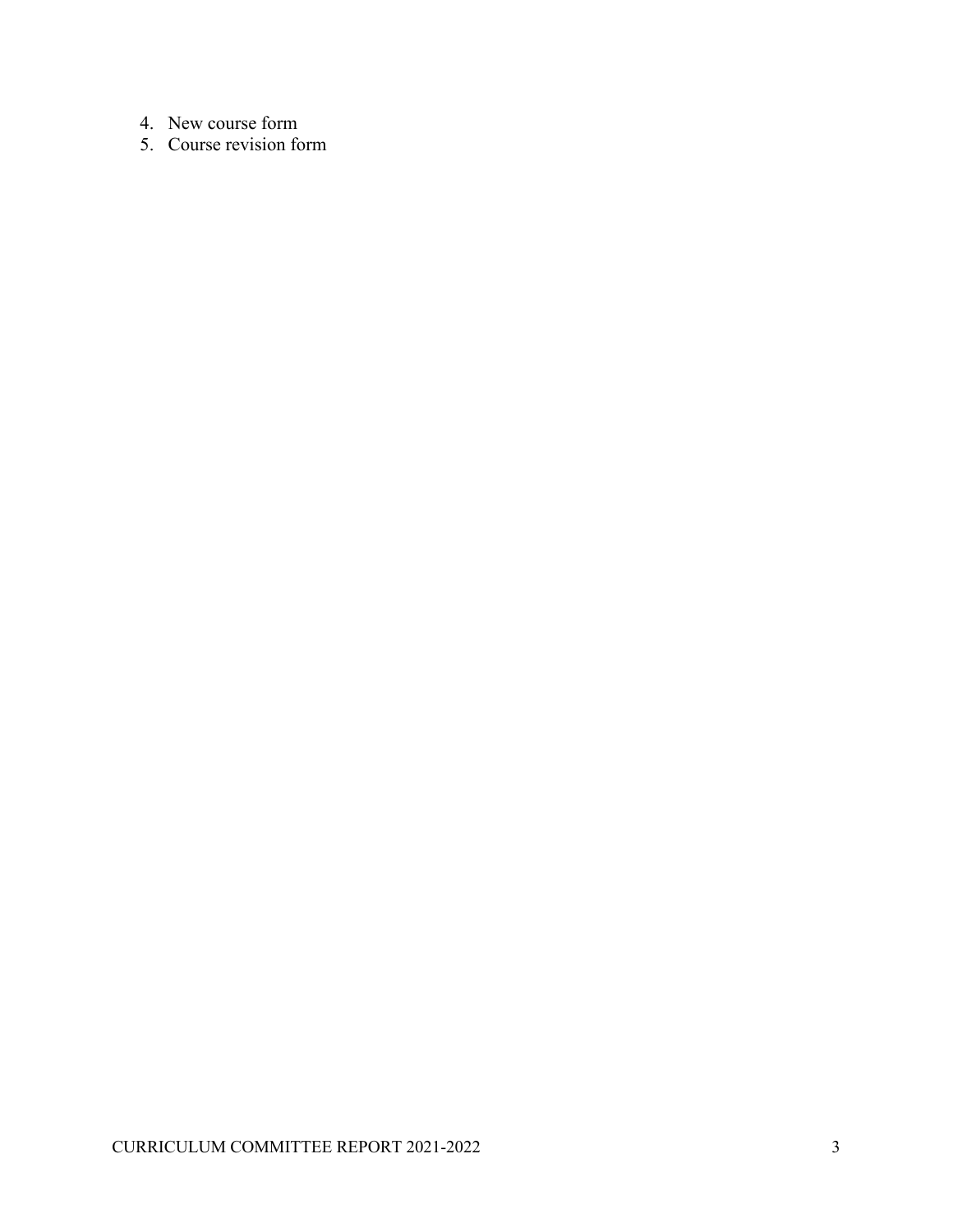4. New course form
5. Course revision form